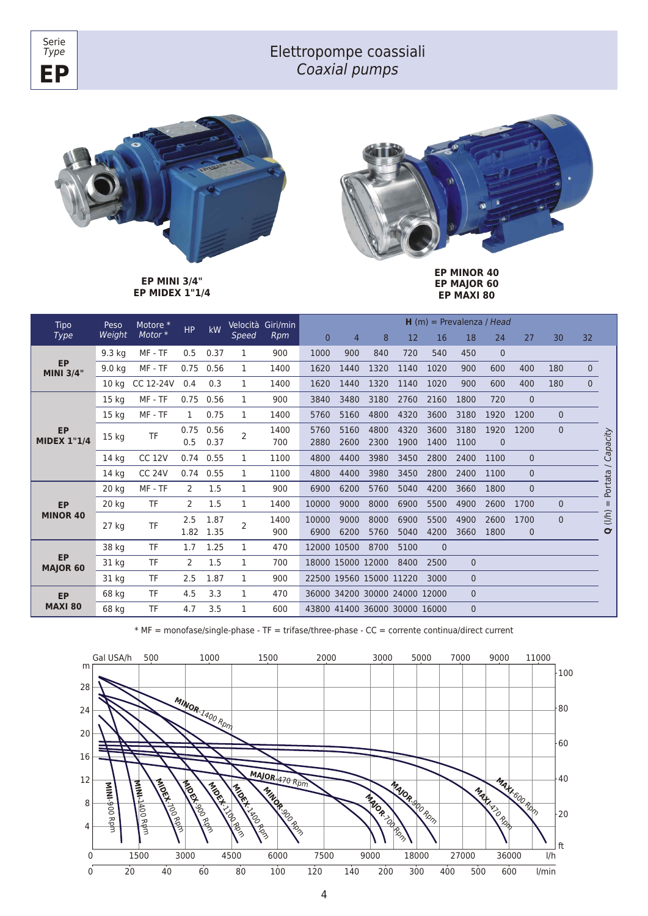Serie *Type*

**EP**

# Elettropompe coassiali
## *Coaxial pumps*

**EP MINI 3/4"**
**EP MIDEX 1"1/4**

**EP MINOR 40**
**EP MAJOR 60**
**EP MAXI 80**

| Tipo *Type* | Peso *Weight* | Motore * *Motor* * | HP | kW | Velocità *Speed* | Giri/min *Rpm* | **H** (m) = Prevalenza / *Head* 0 | 4 | 8 | 12 | 16 | 18 | 24 | 27 | 30 | 32 |
|---|---|---|---|---|---|---|---|---|---|---|---|---|---|---|---|---|
| **EP MINI 3/4"** | 9.3 kg | MF - TF | 0.5 | 0.37 | 1 | 900 | 1000 | 900 | 840 | 720 | 540 | 450 | 0 | | | |
| | 9.0 kg | MF - TF | 0.75 | 0.56 | 1 | 1400 | 1620 | 1440 | 1320 | 1140 | 1020 | 900 | 600 | 400 | 180 | 0 |
| | 10 kg | CC 12-24V | 0.4 | 0.3 | 1 | 1400 | 1620 | 1440 | 1320 | 1140 | 1020 | 900 | 600 | 400 | 180 | 0 |
| **EP MIDEX 1"1/4** | 15 kg | MF - TF | 0.75 | 0.56 | 1 | 900 | 3840 | 3480 | 3180 | 2760 | 2160 | 1800 | 720 | 0 | | |
| | 15 kg | MF - TF | 1 | 0.75 | 1 | 1400 | 5760 | 5160 | 4800 | 4320 | 3600 | 3180 | 1920 | 1200 | 0 | |
| | 15 kg | TF | 0.75 | 0.56 | 2 | 1400 | 5760 | 5160 | 4800 | 4320 | 3600 | 3180 | 1920 | 1200 | 0 | |
| | | | 0.5 | 0.37 | | 700 | 2880 | 2600 | 2300 | 1900 | 1400 | 1100 | 0 | | | |
| | 14 kg | CC 12V | 0.74 | 0.55 | 1 | 1100 | 4800 | 4400 | 3980 | 3450 | 2800 | 2400 | 1100 | 0 | | |
| | 14 kg | CC 24V | 0.74 | 0.55 | 1 | 1100 | 4800 | 4400 | 3980 | 3450 | 2800 | 2400 | 1100 | 0 | | |
| **EP MINOR 40** | 20 kg | MF - TF | 2 | 1.5 | 1 | 900 | 6900 | 6200 | 5760 | 5040 | 4200 | 3660 | 1800 | 0 | | |
| | 20 kg | TF | 2 | 1.5 | 1 | 1400 | 10000 | 9000 | 8000 | 6900 | 5500 | 4900 | 2600 | 1700 | 0 | |
| | 27 kg | TF | 2.5 | 1.87 | 2 | 1400 | 10000 | 9000 | 8000 | 6900 | 5500 | 4900 | 2600 | 1700 | 0 | |
| | | | 1.82 | 1.35 | | 900 | 6900 | 6200 | 5760 | 5040 | 4200 | 3660 | 1800 | 0 | | |
| **EP MAJOR 60** | 38 kg | TF | 1.7 | 1.25 | 1 | 470 | 12000 | 10500 | 8700 | 5100 | 0 | | | | | |
| | 31 kg | TF | 2 | 1.5 | 1 | 700 | 18000 | 15000 | 12000 | 8400 | 2500 | 0 | | | | |
| | 31 kg | TF | 2.5 | 1.87 | 1 | 900 | 22500 | 19560 | 15000 | 11220 | 3000 | 0 | | | | |
| **EP MAXI 80** | 68 kg | TF | 4.5 | 3.3 | 1 | 470 | 36000 | 34200 | 30000 | 24000 | 12000 | 0 | | | | |
| | 68 kg | TF | 4.7 | 3.5 | 1 | 600 | 43800 | 41400 | 36000 | 30000 | 16000 | 0 | | | | |

**Q** (l/h) = Portata / *Capacity*

* MF = monofase/single-phase - TF = trifase/three-phase - CC = corrente continua/direct current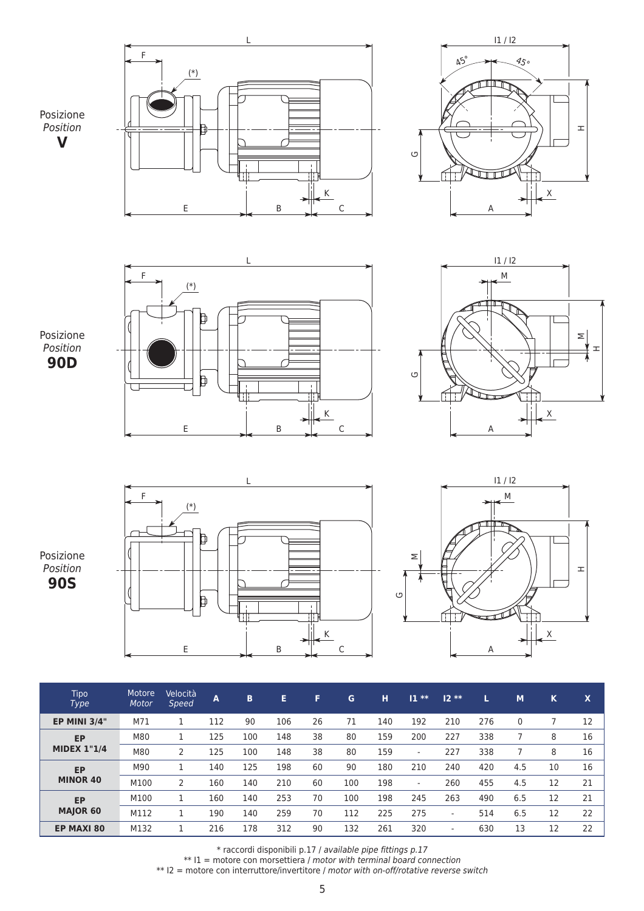Posizione
*Position*
**V**

L
F
(*)
E
B
K
C
I1 / I2
45°
45°
G
H
X
A

Posizione
*Position*
**90D**

L
F
(*)
E
B
K
C
I1 / I2
M
G
M
H
X
A

Posizione
*Position*
**90S**

L
F
(*)
E
B
K
C
I1 / I2
M
M
G
H
X
A

| Tipo *Type* | Motore *Motor* | Velocità *Speed* | A | B | E | F | G | H | I1 ** | I2 ** | L | M | K | X |
|---|---|---|---|---|---|---|---|---|---|---|---|---|---|---|
| **EP MINI 3/4"** | M71 | 1 | 112 | 90 | 106 | 26 | 71 | 140 | 192 | 210 | 276 | 0 | 7 | 12 |
| **EP MIDEX 1"1/4** | M80 | 1 | 125 | 100 | 148 | 38 | 80 | 159 | 200 | 227 | 338 | 7 | 8 | 16 |
| | M80 | 2 | 125 | 100 | 148 | 38 | 80 | 159 | - | 227 | 338 | 7 | 8 | 16 |
| **EP MINOR 40** | M90 | 1 | 140 | 125 | 198 | 60 | 90 | 180 | 210 | 240 | 420 | 4.5 | 10 | 16 |
| | M100 | 2 | 160 | 140 | 210 | 60 | 100 | 198 | - | 260 | 455 | 4.5 | 12 | 21 |
| **EP MAJOR 60** | M100 | 1 | 160 | 140 | 253 | 70 | 100 | 198 | 245 | 263 | 490 | 6.5 | 12 | 21 |
| | M112 | 1 | 190 | 140 | 259 | 70 | 112 | 225 | 275 | - | 514 | 6.5 | 12 | 22 |
| **EP MAXI 80** | M132 | 1 | 216 | 178 | 312 | 90 | 132 | 261 | 320 | - | 630 | 13 | 12 | 22 |

\* raccordi disponibili p.17 / *available pipe fittings p.17*

** I1 = motore con morsettiera / *motor with terminal board connection*

** I2 = motore con interruttore/invertitore / *motor with on-off/rotative reverse switch*